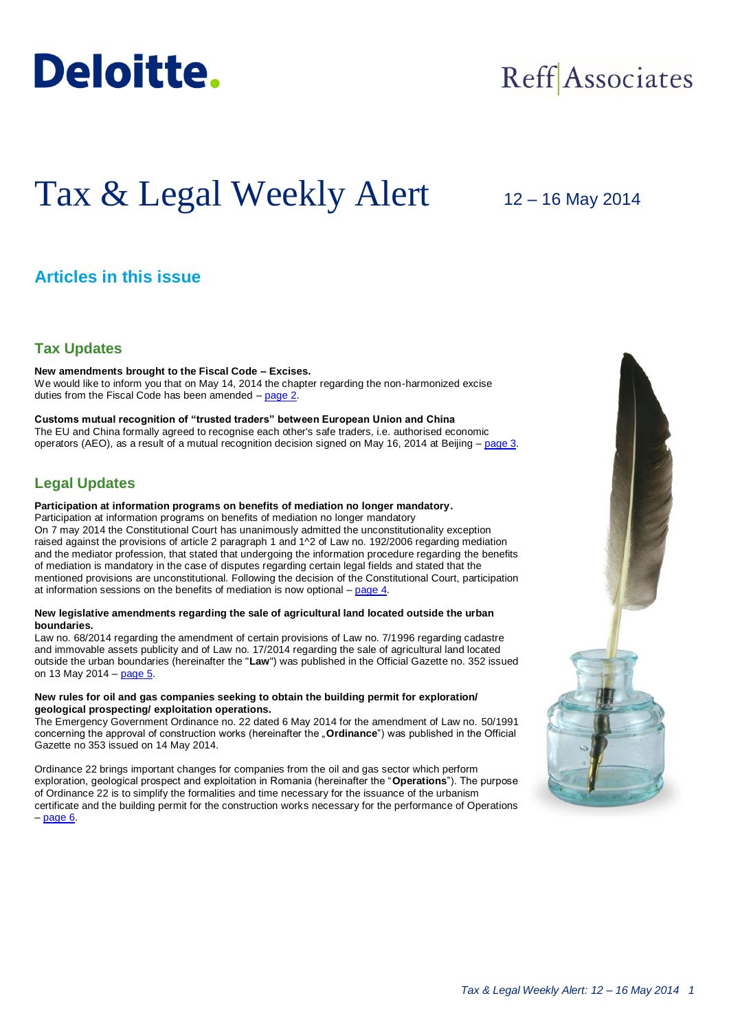Deloitte.

Reff Associates

# Tax & Legal Weekly Alert

12 – 16 May 2014

## Articles in this issue

### Tax Updates

**New amendments brought to the Fiscal Code – Excises.**
We would like to inform you that on May 14, 2014 the chapter regarding the non-harmonized excise duties from the Fiscal Code has been amended – page 2.

**Customs mutual recognition of "trusted traders" between European Union and China**
The EU and China formally agreed to recognise each other's safe traders, i.e. authorised economic operators (AEO), as a result of a mutual recognition decision signed on May 16, 2014 at Beijing – page 3.

### Legal Updates

**Participation at information programs on benefits of mediation no longer mandatory.**
Participation at information programs on benefits of mediation no longer mandatory
On 7 may 2014 the Constitutional Court has unanimously admitted the unconstitutionality exception raised against the provisions of article 2 paragraph 1 and 1^2 of Law no. 192/2006 regarding mediation and the mediator profession, that stated that undergoing the information procedure regarding the benefits of mediation is mandatory in the case of disputes regarding certain legal fields and stated that the mentioned provisions are unconstitutional. Following the decision of the Constitutional Court, participation at information sessions on the benefits of mediation is now optional – page 4.

**New legislative amendments regarding the sale of agricultural land located outside the urban boundaries.**
Law no. 68/2014 regarding the amendment of certain provisions of Law no. 7/1996 regarding cadastre and immovable assets publicity and of Law no. 17/2014 regarding the sale of agricultural land located outside the urban boundaries (hereinafter the "**Law**") was published in the Official Gazette no. 352 issued on 13 May 2014 – page 5.

**New rules for oil and gas companies seeking to obtain the building permit for exploration/ geological prospecting/ exploitation operations.**
The Emergency Government Ordinance no. 22 dated 6 May 2014 for the amendment of Law no. 50/1991 concerning the approval of construction works (hereinafter the „**Ordinance**") was published in the Official Gazette no 353 issued on 14 May 2014.

Ordinance 22 brings important changes for companies from the oil and gas sector which perform exploration, geological prospect and exploitation in Romania (hereinafter the "**Operations**"). The purpose of Ordinance 22 is to simplify the formalities and time necessary for the issuance of the urbanism certificate and the building permit for the construction works necessary for the performance of Operations – page 6.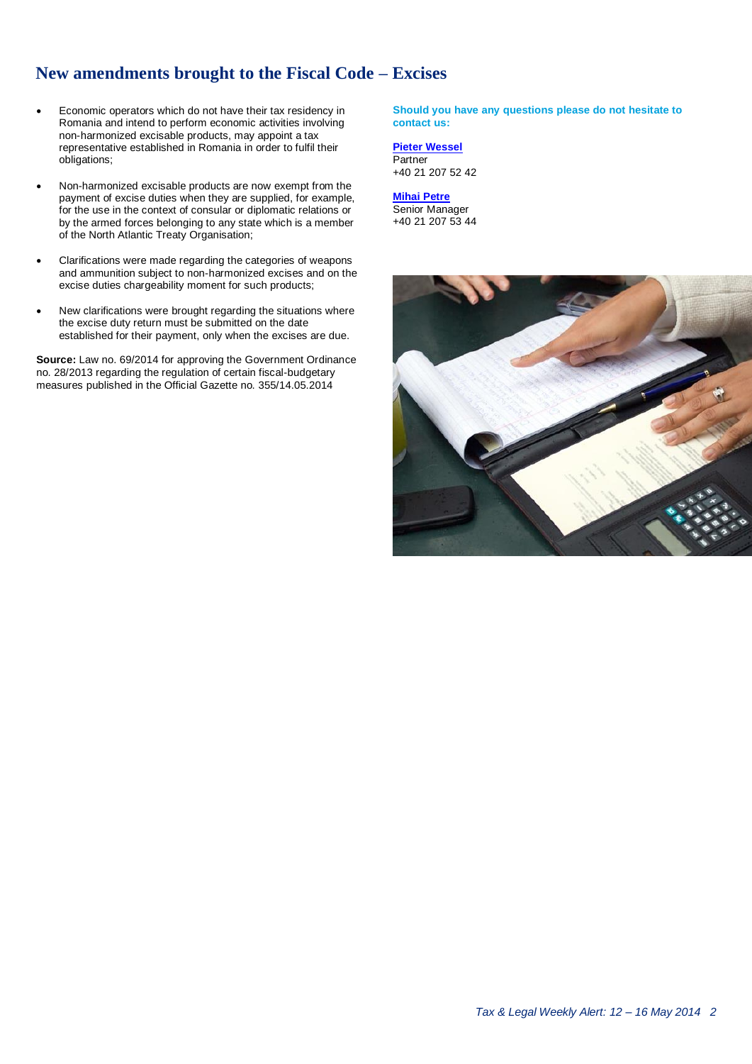## New amendments brought to the Fiscal Code – Excises

- Economic operators which do not have their tax residency in Romania and intend to perform economic activities involving non-harmonized excisable products, may appoint a tax representative established in Romania in order to fulfil their obligations;
- Non-harmonized excisable products are now exempt from the payment of excise duties when they are supplied, for example, for the use in the context of consular or diplomatic relations or by the armed forces belonging to any state which is a member of the North Atlantic Treaty Organisation;
- Clarifications were made regarding the categories of weapons and ammunition subject to non-harmonized excises and on the excise duties chargeability moment for such products;
- New clarifications were brought regarding the situations where the excise duty return must be submitted on the date established for their payment, only when the excises are due.

**Source:** Law no. 69/2014 for approving the Government Ordinance no. 28/2013 regarding the regulation of certain fiscal-budgetary measures published in the Official Gazette no. 355/14.05.2014

**Should you have any questions please do not hesitate to contact us:**

**Pieter Wessel**
Partner
+40 21 207 52 42

**Mihai Petre**
Senior Manager
+40 21 207 53 44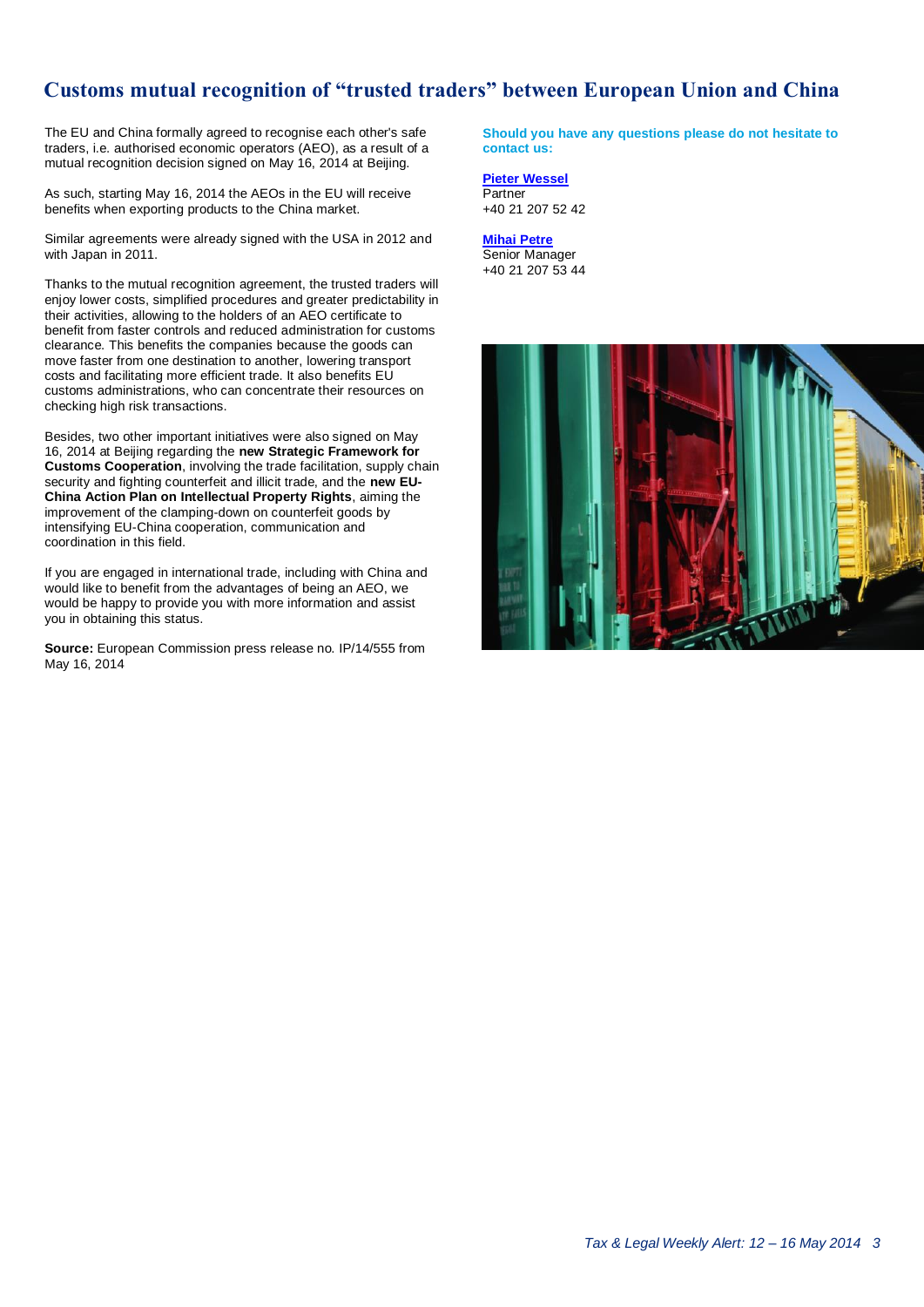# Customs mutual recognition of "trusted traders" between European Union and China

The EU and China formally agreed to recognise each other's safe traders, i.e. authorised economic operators (AEO), as a result of a mutual recognition decision signed on May 16, 2014 at Beijing.

As such, starting May 16, 2014 the AEOs in the EU will receive benefits when exporting products to the China market.

Similar agreements were already signed with the USA in 2012 and with Japan in 2011.

Thanks to the mutual recognition agreement, the trusted traders will enjoy lower costs, simplified procedures and greater predictability in their activities, allowing to the holders of an AEO certificate to benefit from faster controls and reduced administration for customs clearance. This benefits the companies because the goods can move faster from one destination to another, lowering transport costs and facilitating more efficient trade. It also benefits EU customs administrations, who can concentrate their resources on checking high risk transactions.

Besides, two other important initiatives were also signed on May 16, 2014 at Beijing regarding the **new Strategic Framework for Customs Cooperation**, involving the trade facilitation, supply chain security and fighting counterfeit and illicit trade, and the **new EU-China Action Plan on Intellectual Property Rights**, aiming the improvement of the clamping-down on counterfeit goods by intensifying EU-China cooperation, communication and coordination in this field.

If you are engaged in international trade, including with China and would like to benefit from the advantages of being an AEO, we would be happy to provide you with more information and assist you in obtaining this status.

**Source:** European Commission press release no. IP/14/555 from May 16, 2014

**Should you have any questions please do not hesitate to contact us:**

**Pieter Wessel**
Partner
+40 21 207 52 42

**Mihai Petre**
Senior Manager
+40 21 207 53 44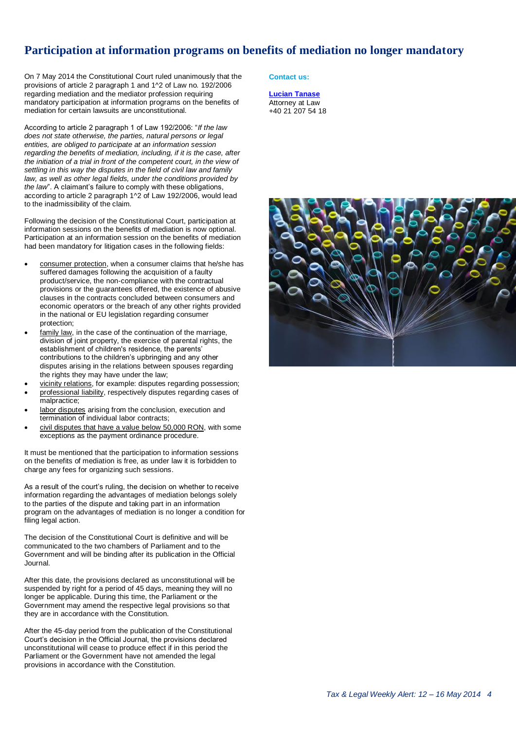# Participation at information programs on benefits of mediation no longer mandatory

On 7 May 2014 the Constitutional Court ruled unanimously that the provisions of article 2 paragraph 1 and 1^2 of Law no. 192/2006 regarding mediation and the mediator profession requiring mandatory participation at information programs on the benefits of mediation for certain lawsuits are unconstitutional.

According to article 2 paragraph 1 of Law 192/2006: "*If the law does not state otherwise, the parties, natural persons or legal entities, are obliged to participate at an information session regarding the benefits of mediation, including, if it is the case, after the initiation of a trial in front of the competent court, in the view of settling in this way the disputes in the field of civil law and family law, as well as other legal fields, under the conditions provided by the law*". A claimant's failure to comply with these obligations, according to article 2 paragraph 1^2 of Law 192/2006, would lead to the inadmissibility of the claim.

Following the decision of the Constitutional Court, participation at information sessions on the benefits of mediation is now optional. Participation at an information session on the benefits of mediation had been mandatory for litigation cases in the following fields:

- consumer protection, when a consumer claims that he/she has suffered damages following the acquisition of a faulty product/service, the non-compliance with the contractual provisions or the guarantees offered, the existence of abusive clauses in the contracts concluded between consumers and economic operators or the breach of any other rights provided in the national or EU legislation regarding consumer protection;
- family law, in the case of the continuation of the marriage, division of joint property, the exercise of parental rights, the establishment of children's residence, the parents' contributions to the children's upbringing and any other disputes arising in the relations between spouses regarding the rights they may have under the law;
- vicinity relations, for example: disputes regarding possession;
- professional liability, respectively disputes regarding cases of malpractice;
- labor disputes arising from the conclusion, execution and termination of individual labor contracts;
- civil disputes that have a value below 50,000 RON, with some exceptions as the payment ordinance procedure.

It must be mentioned that the participation to information sessions on the benefits of mediation is free, as under law it is forbidden to charge any fees for organizing such sessions.

As a result of the court's ruling, the decision on whether to receive information regarding the advantages of mediation belongs solely to the parties of the dispute and taking part in an information program on the advantages of mediation is no longer a condition for filing legal action.

The decision of the Constitutional Court is definitive and will be communicated to the two chambers of Parliament and to the Government and will be binding after its publication in the Official Journal.

After this date, the provisions declared as unconstitutional will be suspended by right for a period of 45 days, meaning they will no longer be applicable. During this time, the Parliament or the Government may amend the respective legal provisions so that they are in accordance with the Constitution.

After the 45-day period from the publication of the Constitutional Court's decision in the Official Journal, the provisions declared unconstitutional will cease to produce effect if in this period the Parliament or the Government have not amended the legal provisions in accordance with the Constitution.

**Contact us:**

**Lucian Tanase**
Attorney at Law
+40 21 207 54 18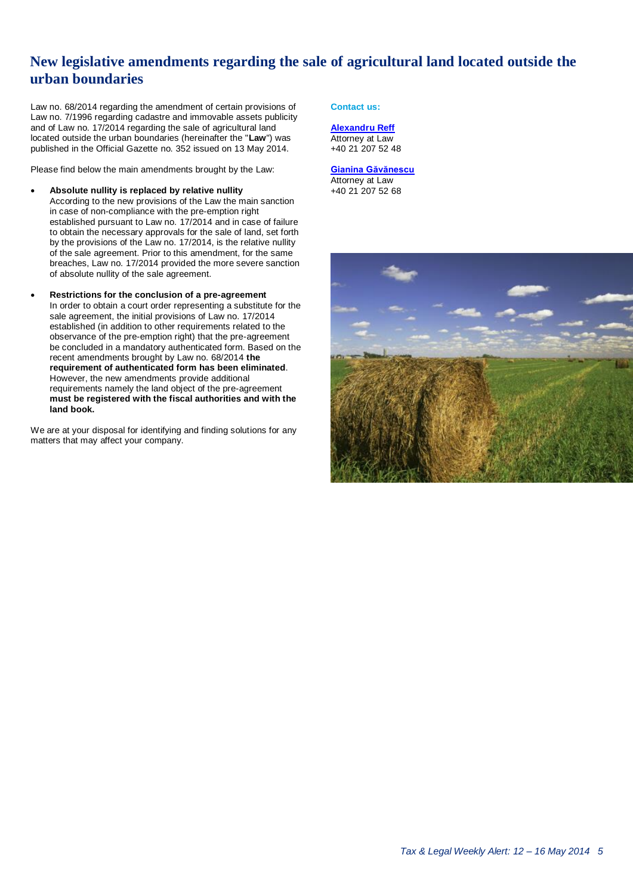# New legislative amendments regarding the sale of agricultural land located outside the urban boundaries

Law no. 68/2014 regarding the amendment of certain provisions of Law no. 7/1996 regarding cadastre and immovable assets publicity and of Law no. 17/2014 regarding the sale of agricultural land located outside the urban boundaries (hereinafter the "**Law**") was published in the Official Gazette no. 352 issued on 13 May 2014.

Please find below the main amendments brought by the Law:

- **Absolute nullity is replaced by relative nullity**
  According to the new provisions of the Law the main sanction in case of non-compliance with the pre-emption right established pursuant to Law no. 17/2014 and in case of failure to obtain the necessary approvals for the sale of land, set forth by the provisions of the Law no. 17/2014, is the relative nullity of the sale agreement. Prior to this amendment, for the same breaches, Law no. 17/2014 provided the more severe sanction of absolute nullity of the sale agreement.

- **Restrictions for the conclusion of a pre-agreement**
  In order to obtain a court order representing a substitute for the sale agreement, the initial provisions of Law no. 17/2014 established (in addition to other requirements related to the observance of the pre-emption right) that the pre-agreement be concluded in a mandatory authenticated form. Based on the recent amendments brought by Law no. 68/2014 **the requirement of authenticated form has been eliminated**. However, the new amendments provide additional requirements namely the land object of the pre-agreement **must be registered with the fiscal authorities and with the land book.**

We are at your disposal for identifying and finding solutions for any matters that may affect your company.

**Contact us:**

**Alexandru Reff**
Attorney at Law
+40 21 207 52 48

**Gianina Găvănescu**
Attorney at Law
+40 21 207 52 68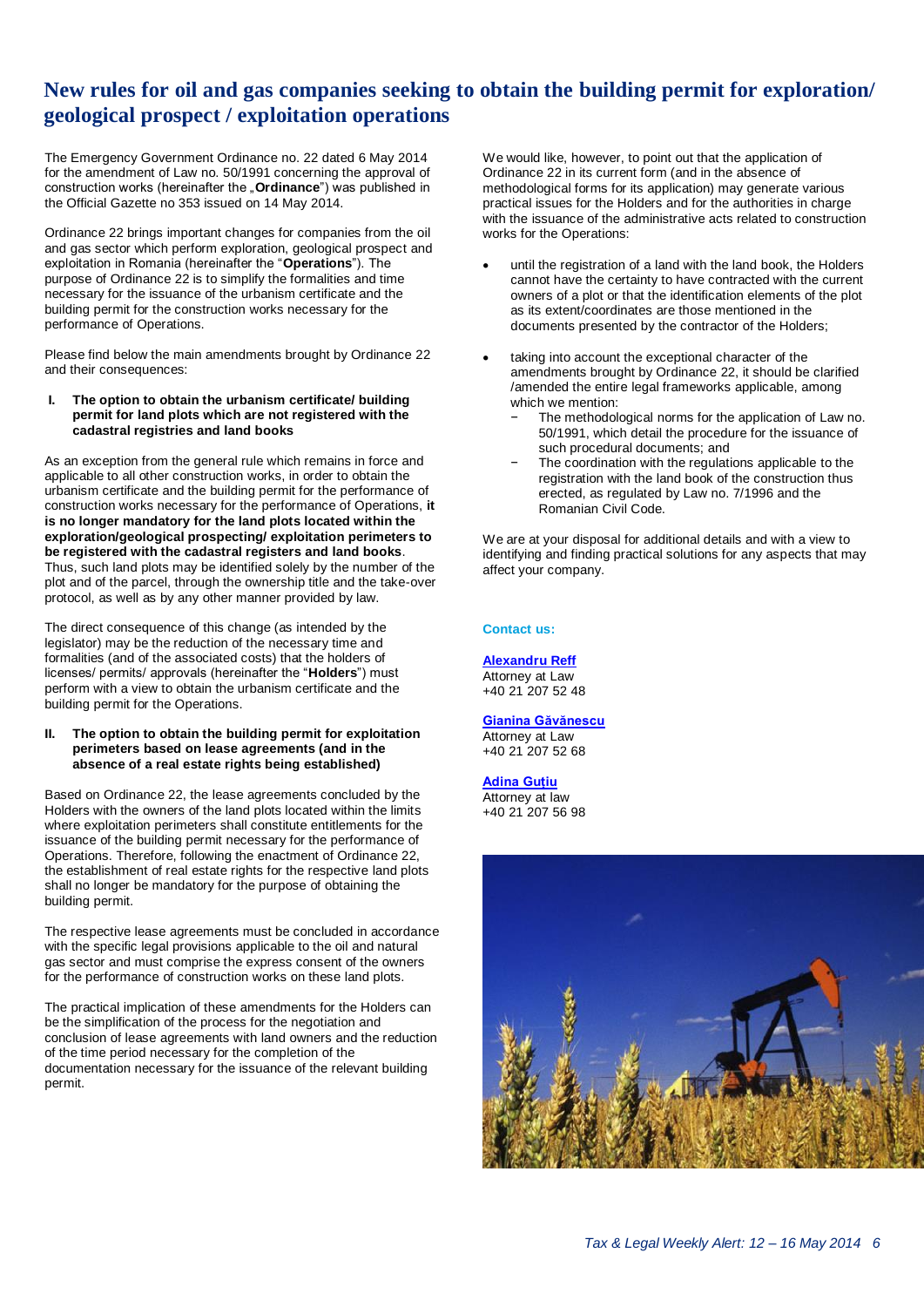# New rules for oil and gas companies seeking to obtain the building permit for exploration/ geological prospect / exploitation operations

The Emergency Government Ordinance no. 22 dated 6 May 2014 for the amendment of Law no. 50/1991 concerning the approval of construction works (hereinafter the „**Ordinance**") was published in the Official Gazette no 353 issued on 14 May 2014.

Ordinance 22 brings important changes for companies from the oil and gas sector which perform exploration, geological prospect and exploitation in Romania (hereinafter the "**Operations**"). The purpose of Ordinance 22 is to simplify the formalities and time necessary for the issuance of the urbanism certificate and the building permit for the construction works necessary for the performance of Operations.

Please find below the main amendments brought by Ordinance 22 and their consequences:

**I. The option to obtain the urbanism certificate/ building permit for land plots which are not registered with the cadastral registries and land books**

As an exception from the general rule which remains in force and applicable to all other construction works, in order to obtain the urbanism certificate and the building permit for the performance of construction works necessary for the performance of Operations, **it is no longer mandatory for the land plots located within the exploration/geological prospecting/ exploitation perimeters to be registered with the cadastral registers and land books**. Thus, such land plots may be identified solely by the number of the plot and of the parcel, through the ownership title and the take-over protocol, as well as by any other manner provided by law.

The direct consequence of this change (as intended by the legislator) may be the reduction of the necessary time and formalities (and of the associated costs) that the holders of licenses/ permits/ approvals (hereinafter the "**Holders**") must perform with a view to obtain the urbanism certificate and the building permit for the Operations.

**II. The option to obtain the building permit for exploitation perimeters based on lease agreements (and in the absence of a real estate rights being established)**

Based on Ordinance 22, the lease agreements concluded by the Holders with the owners of the land plots located within the limits where exploitation perimeters shall constitute entitlements for the issuance of the building permit necessary for the performance of Operations. Therefore, following the enactment of Ordinance 22, the establishment of real estate rights for the respective land plots shall no longer be mandatory for the purpose of obtaining the building permit.

The respective lease agreements must be concluded in accordance with the specific legal provisions applicable to the oil and natural gas sector and must comprise the express consent of the owners for the performance of construction works on these land plots.

The practical implication of these amendments for the Holders can be the simplification of the process for the negotiation and conclusion of lease agreements with land owners and the reduction of the time period necessary for the completion of the documentation necessary for the issuance of the relevant building permit.

We would like, however, to point out that the application of Ordinance 22 in its current form (and in the absence of methodological forms for its application) may generate various practical issues for the Holders and for the authorities in charge with the issuance of the administrative acts related to construction works for the Operations:

- until the registration of a land with the land book, the Holders cannot have the certainty to have contracted with the current owners of a plot or that the identification elements of the plot as its extent/coordinates are those mentioned in the documents presented by the contractor of the Holders;
- taking into account the exceptional character of the amendments brought by Ordinance 22, it should be clarified /amended the entire legal frameworks applicable, among which we mention:
  - The methodological norms for the application of Law no. 50/1991, which detail the procedure for the issuance of such procedural documents; and
  - The coordination with the regulations applicable to the registration with the land book of the construction thus erected, as regulated by Law no. 7/1996 and the Romanian Civil Code.

We are at your disposal for additional details and with a view to identifying and finding practical solutions for any aspects that may affect your company.

**Contact us:**

**Alexandru Reff**
Attorney at Law
+40 21 207 52 48

**Gianina Găvănescu**
Attorney at Law
+40 21 207 52 68

**Adina Guțiu**
Attorney at law
+40 21 207 56 98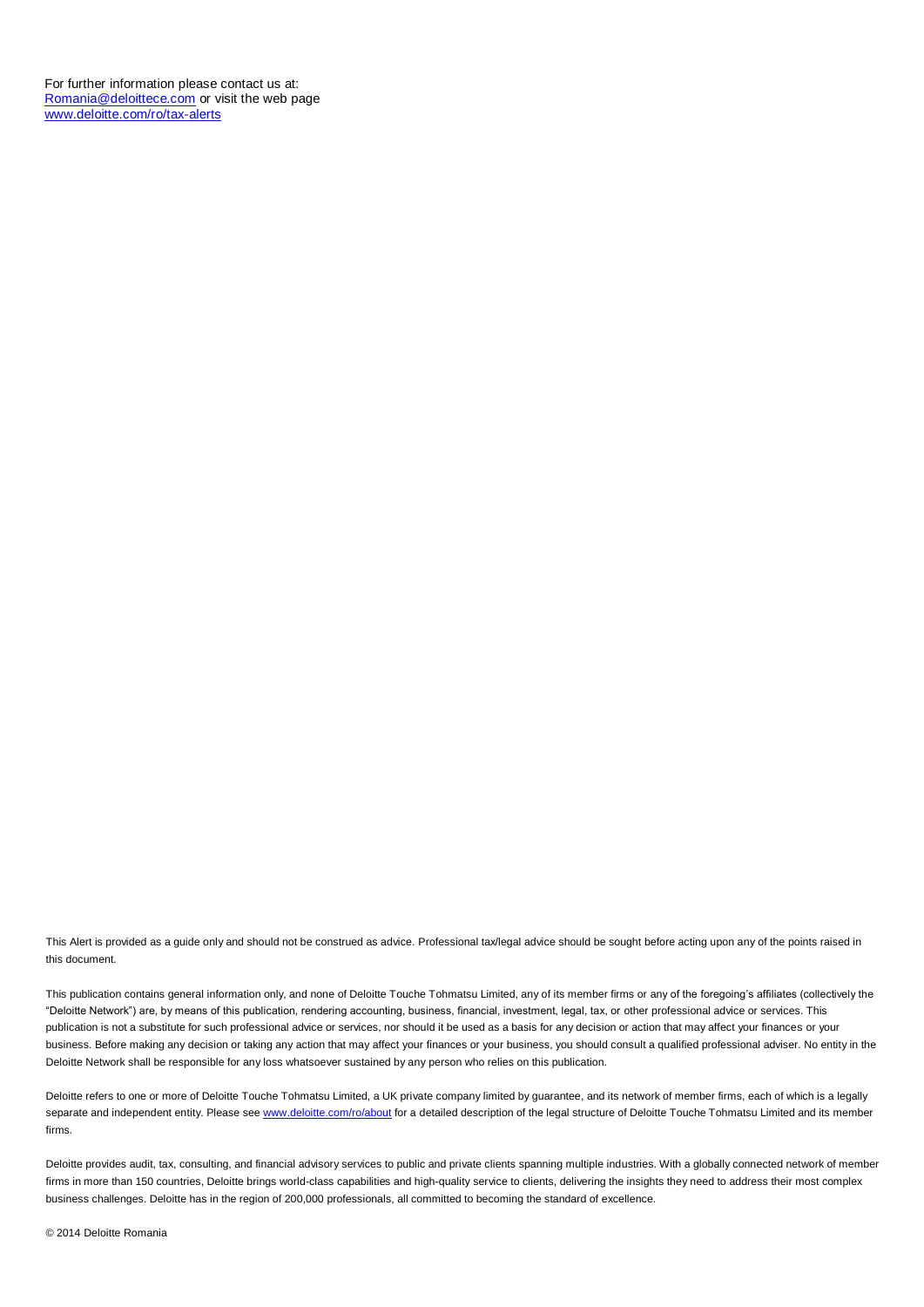For further information please contact us at:
[Romania@deloittece.com](mailto:Romania@deloittece.com) or visit the web page
[www.deloitte.com/ro/tax-alerts](http://www.deloitte.com/ro/tax-alerts)

This Alert is provided as a guide only and should not be construed as advice. Professional tax/legal advice should be sought before acting upon any of the points raised in this document.

This publication contains general information only, and none of Deloitte Touche Tohmatsu Limited, any of its member firms or any of the foregoing's affiliates (collectively the "Deloitte Network") are, by means of this publication, rendering accounting, business, financial, investment, legal, tax, or other professional advice or services. This publication is not a substitute for such professional advice or services, nor should it be used as a basis for any decision or action that may affect your finances or your business. Before making any decision or taking any action that may affect your finances or your business, you should consult a qualified professional adviser. No entity in the Deloitte Network shall be responsible for any loss whatsoever sustained by any person who relies on this publication.

Deloitte refers to one or more of Deloitte Touche Tohmatsu Limited, a UK private company limited by guarantee, and its network of member firms, each of which is a legally separate and independent entity. Please see [www.deloitte.com/ro/about](http://www.deloitte.com/ro/about) for a detailed description of the legal structure of Deloitte Touche Tohmatsu Limited and its member firms.

Deloitte provides audit, tax, consulting, and financial advisory services to public and private clients spanning multiple industries. With a globally connected network of member firms in more than 150 countries, Deloitte brings world-class capabilities and high-quality service to clients, delivering the insights they need to address their most complex business challenges. Deloitte has in the region of 200,000 professionals, all committed to becoming the standard of excellence.

© 2014 Deloitte Romania